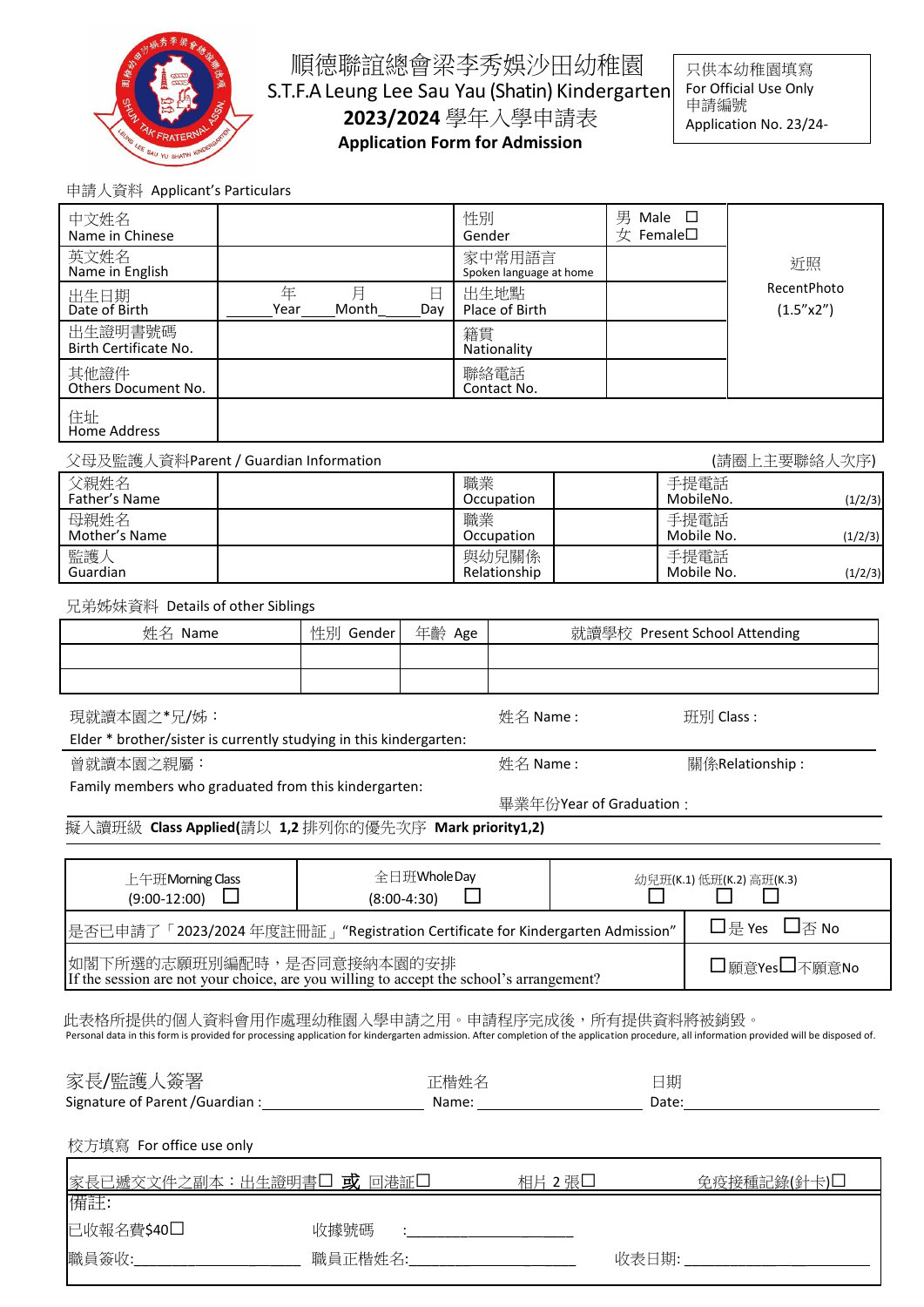# 順德聯誼總會梁李秀娛沙田幼稚園
## S.T.F.A Leung Lee Sau Yau (Shatin) Kindergarten
## 2023/2024 學年入學申請表
## Application Form for Admission

| 只供本幼稚園填寫 For Official Use Only |
|---|
| 申請編號 Application No. 23/24- |

申請人資料 Applicant's Particulars

| | | | | |
|---|---|---|---|---|
| 中文姓名 Name in Chinese | | 性別 Gender | 男 Male ☐ 女 Female☐ | 近照 RecentPhoto (1.5"x2") |
| 英文姓名 Name in English | | 家中常用語言 Spoken language at home | | |
| 出生日期 Date of Birth | ____年 Year____月 Month____日 Day | 出生地點 Place of Birth | | |
| 出生證明書號碼 Birth Certificate No. | | 籍貫 Nationality | | |
| 其他證件 Others Document No. | | 聯絡電話 Contact No. | | |
| 住址 Home Address | | | | |

父母及監護人資料Parent / Guardian Information (請圈上主要聯絡人次序)

| | | | | |
|---|---|---|---|---|
| 父親姓名 Father's Name | | 職業 Occupation | | 手提電話 MobileNo. (1/2/3) |
| 母親姓名 Mother's Name | | 職業 Occupation | | 手提電話 Mobile No. (1/2/3) |
| 監護人 Guardian | | 與幼兒關係 Relationship | | 手提電話 Mobile No. (1/2/3) |

兄弟姊妹資料 Details of other Siblings

| 姓名 Name | 性別 Gender | 年齡 Age | 就讀學校 Present School Attending |
|---|---|---|---|
| | | | |
| | | | |

現就讀本園之*兄/姊： 姓名 Name : 班別 Class :
Elder * brother/sister is currently studying in this kindergarten:

曾就讀本園之親屬： 姓名 Name : 關係Relationship :
Family members who graduated from this kindergarten:
畢業年份Year of Graduation :

擬入讀班級 **Class Applied(**請以 **1,2** 排列你的優先次序 **Mark priority1,2)**

| | | |
|---|---|---|
| 上午班Morning Class (9:00-12:00) ☐ | 全日班Whole Day (8:00-4:30) ☐ | 幼兒班(K.1) ☐ 低班(K.2) ☐ 高班(K.3) ☐ |
| 是否已申請了「2023/2024 年度註冊証」"Registration Certificate for Kindergarten Admission" | | ☐是 Yes ☐否 No |
| 如閣下所選的志願班別編配時，是否同意接納本園的安排 If the session are not your choice, are you willing to accept the school's arrangement? | | ☐願意Yes☐不願意No |

此表格所提供的個人資料會用作處理幼稚園入學申請之用。申請程序完成後，所有提供資料將被銷毀。
Personal data in this form is provided for processing application for kindergarten admission. After completion of the application procedure, all information provided will be disposed of.

家長/監護人簽署 Signature of Parent /Guardian :____________ 正楷姓名 Name:____________ 日期 Date:____________

校方填寫 For office use only

| |
|---|
| 家長已遞交文件之副本：出生證明書☐ **或** 回港証☐ 相片 2 張☐ 免疫接種記錄(針卡)☐ |
| 備註: |
| 已收報名費$40☐ 收據號碼 :____________ |
| 職員簽收:____________ 職員正楷姓名:____________ 收表日期: ____________ |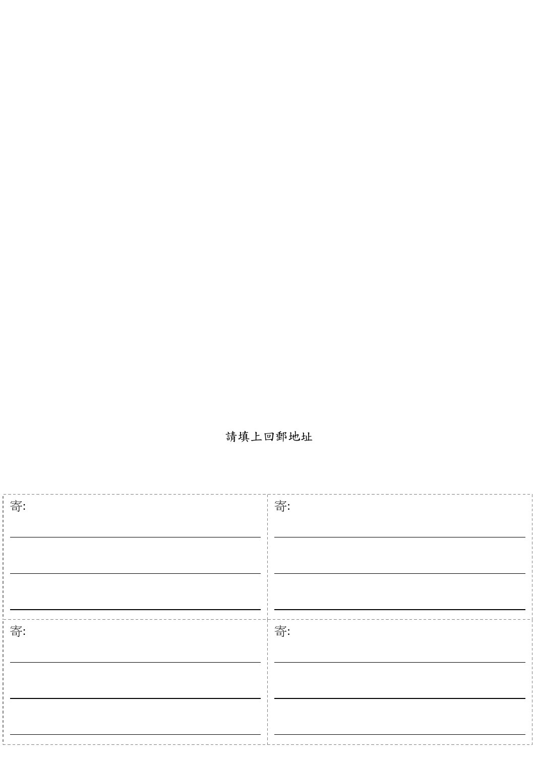請填上回郵地址

| | |
|---|---|
| 寄: | 寄: |
| 寄: | 寄: |